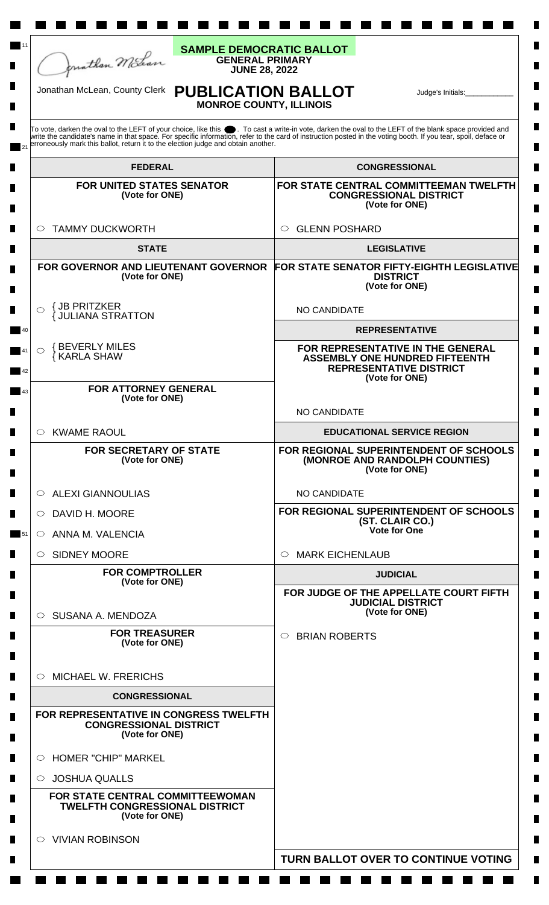Jonathan McLean

**SAMPLE DEMOCRATIC BALLOT**
**GENERAL PRIMARY**
**JUNE 28, 2022**

Jonathan McLean, County Clerk

# PUBLICATION BALLOT

**MONROE COUNTY, ILLINOIS**

Judge's Initials:___________

To vote, darken the oval to the LEFT of your choice, like this ⬬. To cast a write-in vote, darken the oval to the LEFT of the blank space provided and write the candidate's name in that space. For specific information, refer to the card of instruction posted in the voting booth. If you tear, spoil, deface or erroneously mark this ballot, return it to the election judge and obtain another.

## FEDERAL

### FOR UNITED STATES SENATOR
(Vote for ONE)

- ○ TAMMY DUCKWORTH

## STATE

### FOR GOVERNOR AND LIEUTENANT GOVERNOR
(Vote for ONE)

- ○ { JB PRITZKER { JULIANA STRATTON
- ○ { BEVERLY MILES { KARLA SHAW

### FOR ATTORNEY GENERAL
(Vote for ONE)

- ○ KWAME RAOUL

### FOR SECRETARY OF STATE
(Vote for ONE)

- ○ ALEXI GIANNOULIAS
- ○ DAVID H. MOORE
- ○ ANNA M. VALENCIA
- ○ SIDNEY MOORE

### FOR COMPTROLLER
(Vote for ONE)

- ○ SUSANA A. MENDOZA

### FOR TREASURER
(Vote for ONE)

- ○ MICHAEL W. FRERICHS

## CONGRESSIONAL

### FOR REPRESENTATIVE IN CONGRESS TWELFTH CONGRESSIONAL DISTRICT
(Vote for ONE)

- ○ HOMER "CHIP" MARKEL
- ○ JOSHUA QUALLS

### FOR STATE CENTRAL COMMITTEEWOMAN TWELFTH CONGRESSIONAL DISTRICT
(Vote for ONE)

- ○ VIVIAN ROBINSON

## CONGRESSIONAL

### FOR STATE CENTRAL COMMITTEEMAN TWELFTH CONGRESSIONAL DISTRICT
(Vote for ONE)

- ○ GLENN POSHARD

## LEGISLATIVE

### FOR STATE SENATOR FIFTY-EIGHTH LEGISLATIVE DISTRICT
(Vote for ONE)

NO CANDIDATE

## REPRESENTATIVE

### FOR REPRESENTATIVE IN THE GENERAL ASSEMBLY ONE HUNDRED FIFTEENTH REPRESENTATIVE DISTRICT
(Vote for ONE)

NO CANDIDATE

## EDUCATIONAL SERVICE REGION

### FOR REGIONAL SUPERINTENDENT OF SCHOOLS (MONROE AND RANDOLPH COUNTIES)
(Vote for ONE)

NO CANDIDATE

### FOR REGIONAL SUPERINTENDENT OF SCHOOLS (ST. CLAIR CO.)
Vote for One

- ○ MARK EICHENLAUB

## JUDICIAL

### FOR JUDGE OF THE APPELLATE COURT FIFTH JUDICIAL DISTRICT
(Vote for ONE)

- ○ BRIAN ROBERTS

**TURN BALLOT OVER TO CONTINUE VOTING**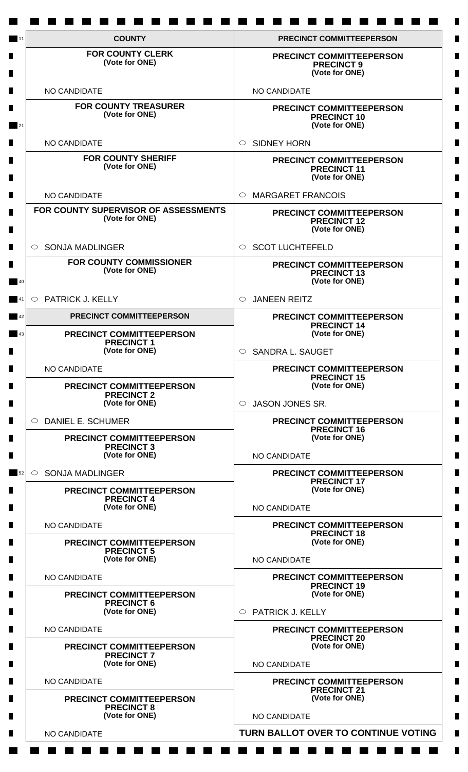## COUNTY

### FOR COUNTY CLERK
(Vote for ONE)

NO CANDIDATE

### FOR COUNTY TREASURER
(Vote for ONE)

NO CANDIDATE

### FOR COUNTY SHERIFF
(Vote for ONE)

NO CANDIDATE

### FOR COUNTY SUPERVISOR OF ASSESSMENTS
(Vote for ONE)

○ SONJA MADLINGER

### FOR COUNTY COMMISSIONER
(Vote for ONE)

○ PATRICK J. KELLY

## PRECINCT COMMITTEEPERSON

### PRECINCT COMMITTEEPERSON PRECINCT 1
(Vote for ONE)

NO CANDIDATE

### PRECINCT COMMITTEEPERSON PRECINCT 2
(Vote for ONE)

○ DANIEL E. SCHUMER

### PRECINCT COMMITTEEPERSON PRECINCT 3
(Vote for ONE)

○ SONJA MADLINGER

### PRECINCT COMMITTEEPERSON PRECINCT 4
(Vote for ONE)

NO CANDIDATE

### PRECINCT COMMITTEEPERSON PRECINCT 5
(Vote for ONE)

NO CANDIDATE

### PRECINCT COMMITTEEPERSON PRECINCT 6
(Vote for ONE)

NO CANDIDATE

### PRECINCT COMMITTEEPERSON PRECINCT 7
(Vote for ONE)

NO CANDIDATE

### PRECINCT COMMITTEEPERSON PRECINCT 8
(Vote for ONE)

NO CANDIDATE

## PRECINCT COMMITTEEPERSON

### PRECINCT COMMITTEEPERSON PRECINCT 9
(Vote for ONE)

NO CANDIDATE

### PRECINCT COMMITTEEPERSON PRECINCT 10
(Vote for ONE)

○ SIDNEY HORN

### PRECINCT COMMITTEEPERSON PRECINCT 11
(Vote for ONE)

○ MARGARET FRANCOIS

### PRECINCT COMMITTEEPERSON PRECINCT 12
(Vote for ONE)

○ SCOT LUCHTEFELD

### PRECINCT COMMITTEEPERSON PRECINCT 13
(Vote for ONE)

○ JANEEN REITZ

### PRECINCT COMMITTEEPERSON PRECINCT 14
(Vote for ONE)

○ SANDRA L. SAUGET

### PRECINCT COMMITTEEPERSON PRECINCT 15
(Vote for ONE)

○ JASON JONES SR.

### PRECINCT COMMITTEEPERSON PRECINCT 16
(Vote for ONE)

NO CANDIDATE

### PRECINCT COMMITTEEPERSON PRECINCT 17
(Vote for ONE)

NO CANDIDATE

### PRECINCT COMMITTEEPERSON PRECINCT 18
(Vote for ONE)

NO CANDIDATE

### PRECINCT COMMITTEEPERSON PRECINCT 19
(Vote for ONE)

○ PATRICK J. KELLY

### PRECINCT COMMITTEEPERSON PRECINCT 20
(Vote for ONE)

NO CANDIDATE

### PRECINCT COMMITTEEPERSON PRECINCT 21
(Vote for ONE)

NO CANDIDATE

**TURN BALLOT OVER TO CONTINUE VOTING**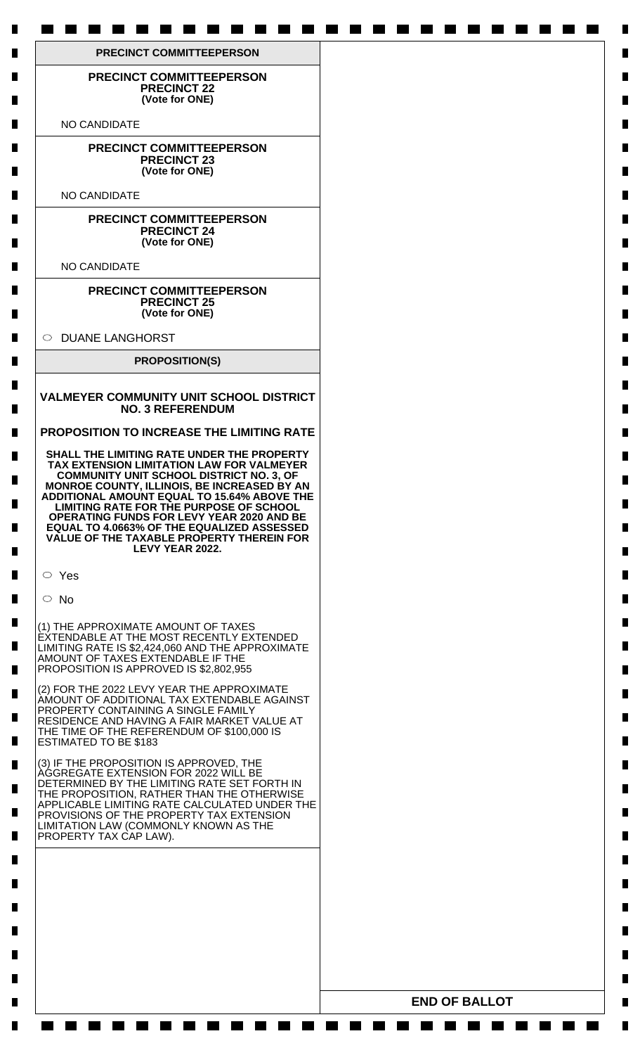## PRECINCT COMMITTEEPERSON

**PRECINCT COMMITTEEPERSON**
**PRECINCT 22**
**(Vote for ONE)**

NO CANDIDATE

**PRECINCT COMMITTEEPERSON**
**PRECINCT 23**
**(Vote for ONE)**

NO CANDIDATE

**PRECINCT COMMITTEEPERSON**
**PRECINCT 24**
**(Vote for ONE)**

NO CANDIDATE

**PRECINCT COMMITTEEPERSON**
**PRECINCT 25**
**(Vote for ONE)**

○ DUANE LANGHORST

## PROPOSITION(S)

### VALMEYER COMMUNITY UNIT SCHOOL DISTRICT NO. 3 REFERENDUM

**PROPOSITION TO INCREASE THE LIMITING RATE**

**SHALL THE LIMITING RATE UNDER THE PROPERTY TAX EXTENSION LIMITATION LAW FOR VALMEYER COMMUNITY UNIT SCHOOL DISTRICT NO. 3, OF MONROE COUNTY, ILLINOIS, BE INCREASED BY AN ADDITIONAL AMOUNT EQUAL TO 15.64% ABOVE THE LIMITING RATE FOR THE PURPOSE OF SCHOOL OPERATING FUNDS FOR LEVY YEAR 2020 AND BE EQUAL TO 4.0663% OF THE EQUALIZED ASSESSED VALUE OF THE TAXABLE PROPERTY THEREIN FOR LEVY YEAR 2022.**

○ Yes

○ No

(1) THE APPROXIMATE AMOUNT OF TAXES EXTENDABLE AT THE MOST RECENTLY EXTENDED LIMITING RATE IS $2,424,060 AND THE APPROXIMATE AMOUNT OF TAXES EXTENDABLE IF THE PROPOSITION IS APPROVED IS $2,802,955

(2) FOR THE 2022 LEVY YEAR THE APPROXIMATE AMOUNT OF ADDITIONAL TAX EXTENDABLE AGAINST PROPERTY CONTAINING A SINGLE FAMILY RESIDENCE AND HAVING A FAIR MARKET VALUE AT THE TIME OF THE REFERENDUM OF $100,000 IS ESTIMATED TO BE $183

(3) IF THE PROPOSITION IS APPROVED, THE AGGREGATE EXTENSION FOR 2022 WILL BE DETERMINED BY THE LIMITING RATE SET FORTH IN THE PROPOSITION, RATHER THAN THE OTHERWISE APPLICABLE LIMITING RATE CALCULATED UNDER THE PROVISIONS OF THE PROPERTY TAX EXTENSION LIMITATION LAW (COMMONLY KNOWN AS THE PROPERTY TAX CAP LAW).

**END OF BALLOT**